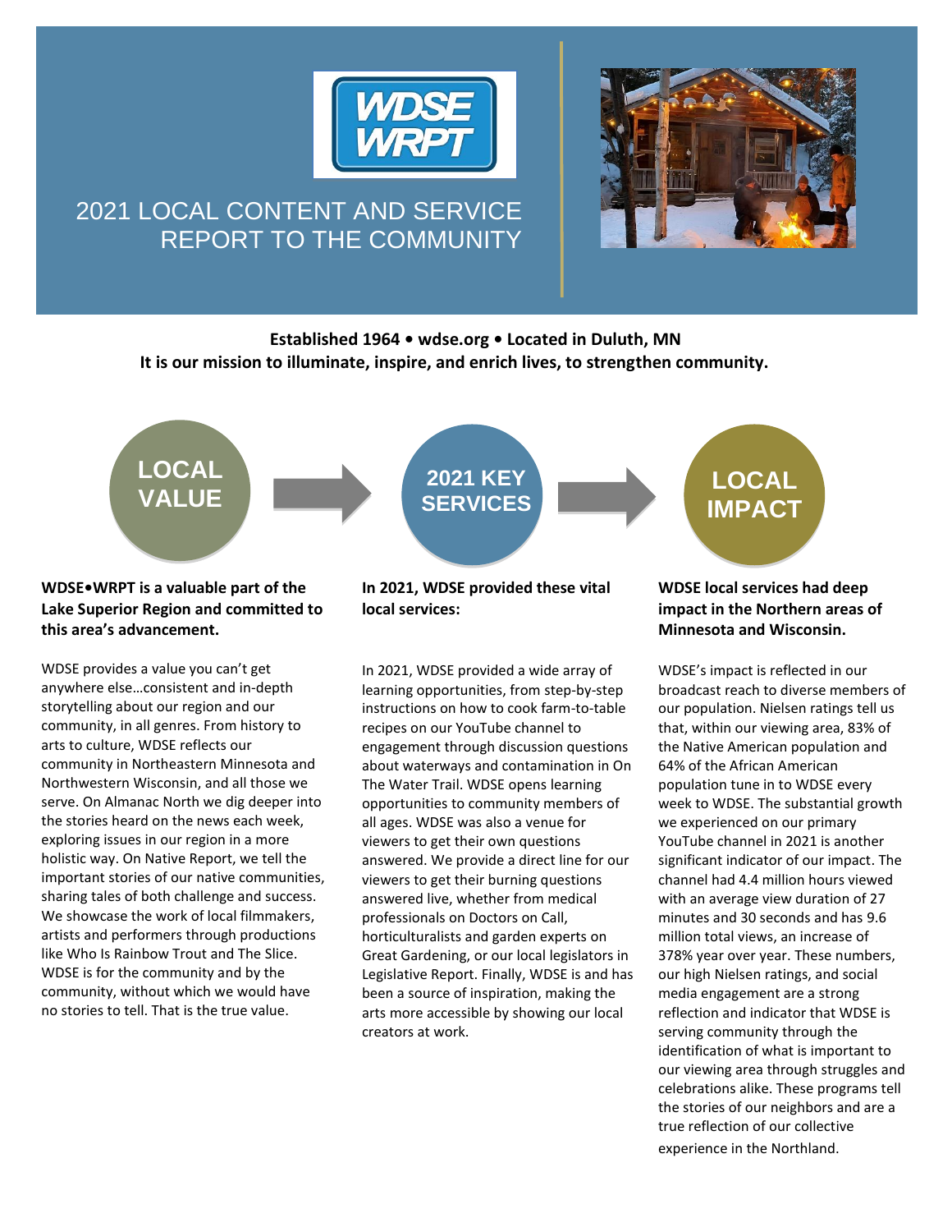# 2021 LOCAL CONTENT AND SERVICE REPORT TO THE COMMUNITY

**Established 1964 • wdse.org • Located in Duluth, MN**
**It is our mission to illuminate, inspire, and enrich lives, to strengthen community.**

## LOCAL VALUE

**WDSE•WRPT is a valuable part of the Lake Superior Region and committed to this area's advancement.**

WDSE provides a value you can't get anywhere else…consistent and in-depth storytelling about our region and our community, in all genres. From history to arts to culture, WDSE reflects our community in Northeastern Minnesota and Northwestern Wisconsin, and all those we serve. On Almanac North we dig deeper into the stories heard on the news each week, exploring issues in our region in a more holistic way. On Native Report, we tell the important stories of our native communities, sharing tales of both challenge and success. We showcase the work of local filmmakers, artists and performers through productions like Who Is Rainbow Trout and The Slice. WDSE is for the community and by the community, without which we would have no stories to tell. That is the true value.

## 2021 KEY SERVICES

**In 2021, WDSE provided these vital local services:**

In 2021, WDSE provided a wide array of learning opportunities, from step-by-step instructions on how to cook farm-to-table recipes on our YouTube channel to engagement through discussion questions about waterways and contamination in On The Water Trail. WDSE opens learning opportunities to community members of all ages. WDSE was also a venue for viewers to get their own questions answered. We provide a direct line for our viewers to get their burning questions answered live, whether from medical professionals on Doctors on Call, horticulturalists and garden experts on Great Gardening, or our local legislators in Legislative Report. Finally, WDSE is and has been a source of inspiration, making the arts more accessible by showing our local creators at work.

## LOCAL IMPACT

**WDSE local services had deep impact in the Northern areas of Minnesota and Wisconsin.**

WDSE's impact is reflected in our broadcast reach to diverse members of our population. Nielsen ratings tell us that, within our viewing area, 83% of the Native American population and 64% of the African American population tune in to WDSE every week to WDSE. The substantial growth we experienced on our primary YouTube channel in 2021 is another significant indicator of our impact. The channel had 4.4 million hours viewed with an average view duration of 27 minutes and 30 seconds and has 9.6 million total views, an increase of 378% year over year. These numbers, our high Nielsen ratings, and social media engagement are a strong reflection and indicator that WDSE is serving community through the identification of what is important to our viewing area through struggles and celebrations alike. These programs tell the stories of our neighbors and are a true reflection of our collective experience in the Northland.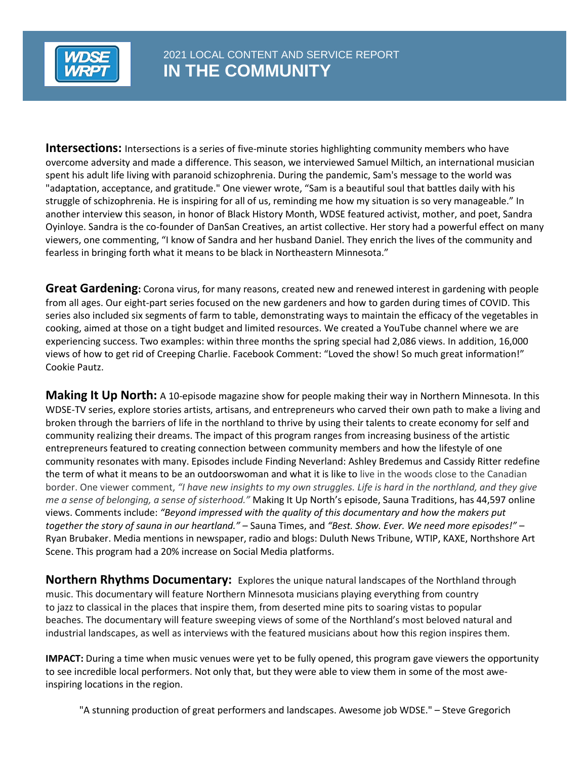2021 LOCAL CONTENT AND SERVICE REPORT

# IN THE COMMUNITY

**Intersections:** Intersections is a series of five-minute stories highlighting community members who have overcome adversity and made a difference. This season, we interviewed Samuel Miltich, an international musician spent his adult life living with paranoid schizophrenia. During the pandemic, Sam's message to the world was "adaptation, acceptance, and gratitude." One viewer wrote, "Sam is a beautiful soul that battles daily with his struggle of schizophrenia. He is inspiring for all of us, reminding me how my situation is so very manageable." In another interview this season, in honor of Black History Month, WDSE featured activist, mother, and poet, Sandra Oyinloye. Sandra is the co-founder of DanSan Creatives, an artist collective. Her story had a powerful effect on many viewers, one commenting, "I know of Sandra and her husband Daniel. They enrich the lives of the community and fearless in bringing forth what it means to be black in Northeastern Minnesota."

**Great Gardening:** Corona virus, for many reasons, created new and renewed interest in gardening with people from all ages. Our eight-part series focused on the new gardeners and how to garden during times of COVID. This series also included six segments of farm to table, demonstrating ways to maintain the efficacy of the vegetables in cooking, aimed at those on a tight budget and limited resources. We created a YouTube channel where we are experiencing success. Two examples: within three months the spring special had 2,086 views. In addition, 16,000 views of how to get rid of Creeping Charlie. Facebook Comment: "Loved the show! So much great information!" Cookie Pautz.

**Making It Up North:** A 10-episode magazine show for people making their way in Northern Minnesota. In this WDSE-TV series, explore stories artists, artisans, and entrepreneurs who carved their own path to make a living and broken through the barriers of life in the northland to thrive by using their talents to create economy for self and community realizing their dreams. The impact of this program ranges from increasing business of the artistic entrepreneurs featured to creating connection between community members and how the lifestyle of one community resonates with many. Episodes include Finding Neverland: Ashley Bredemus and Cassidy Ritter redefine the term of what it means to be an outdoorswoman and what it is like to live in the woods close to the Canadian border. One viewer comment, *"I have new insights to my own struggles. Life is hard in the northland, and they give me a sense of belonging, a sense of sisterhood."* Making It Up North's episode, Sauna Traditions, has 44,597 online views. Comments include: *"Beyond impressed with the quality of this documentary and how the makers put together the story of sauna in our heartland."* – Sauna Times, and *"Best. Show. Ever. We need more episodes!"* – Ryan Brubaker. Media mentions in newspaper, radio and blogs: Duluth News Tribune, WTIP, KAXE, Northshore Art Scene. This program had a 20% increase on Social Media platforms.

**Northern Rhythms Documentary:** Explores the unique natural landscapes of the Northland through music. This documentary will feature Northern Minnesota musicians playing everything from country to jazz to classical in the places that inspire them, from deserted mine pits to soaring vistas to popular beaches. The documentary will feature sweeping views of some of the Northland's most beloved natural and industrial landscapes, as well as interviews with the featured musicians about how this region inspires them.

**IMPACT:** During a time when music venues were yet to be fully opened, this program gave viewers the opportunity to see incredible local performers. Not only that, but they were able to view them in some of the most awe-inspiring locations in the region.

"A stunning production of great performers and landscapes. Awesome job WDSE." – Steve Gregorich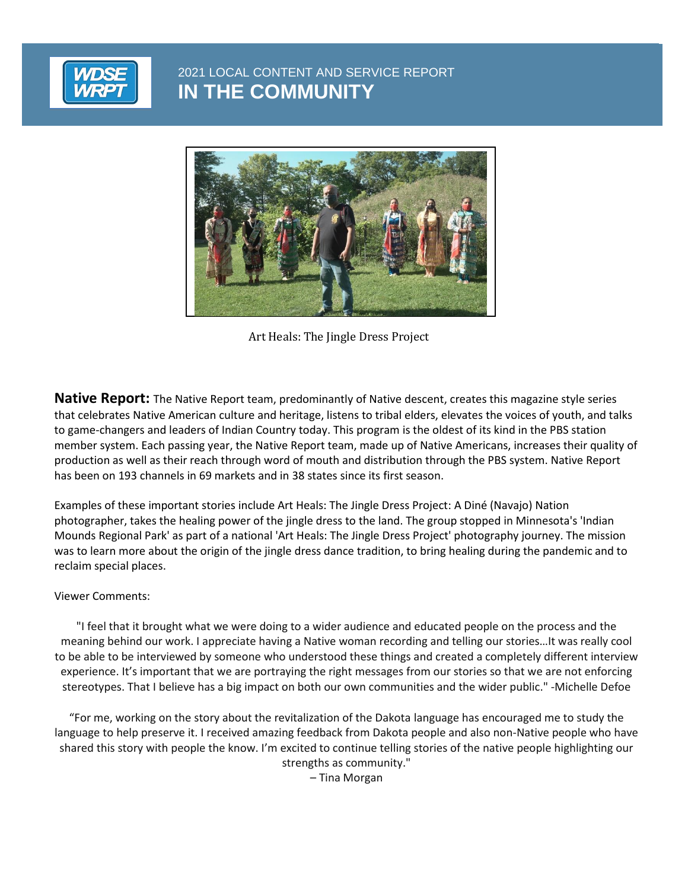2021 LOCAL CONTENT AND SERVICE REPORT

# IN THE COMMUNITY

Art Heals: The Jingle Dress Project

**Native Report:** The Native Report team, predominantly of Native descent, creates this magazine style series that celebrates Native American culture and heritage, listens to tribal elders, elevates the voices of youth, and talks to game-changers and leaders of Indian Country today. This program is the oldest of its kind in the PBS station member system. Each passing year, the Native Report team, made up of Native Americans, increases their quality of production as well as their reach through word of mouth and distribution through the PBS system. Native Report has been on 193 channels in 69 markets and in 38 states since its first season.

Examples of these important stories include Art Heals: The Jingle Dress Project: A Diné (Navajo) Nation photographer, takes the healing power of the jingle dress to the land. The group stopped in Minnesota's 'Indian Mounds Regional Park' as part of a national 'Art Heals: The Jingle Dress Project' photography journey. The mission was to learn more about the origin of the jingle dress dance tradition, to bring healing during the pandemic and to reclaim special places.

Viewer Comments:

"I feel that it brought what we were doing to a wider audience and educated people on the process and the meaning behind our work. I appreciate having a Native woman recording and telling our stories…It was really cool to be able to be interviewed by someone who understood these things and created a completely different interview experience. It's important that we are portraying the right messages from our stories so that we are not enforcing stereotypes. That I believe has a big impact on both our own communities and the wider public." -Michelle Defoe

"For me, working on the story about the revitalization of the Dakota language has encouraged me to study the language to help preserve it. I received amazing feedback from Dakota people and also non-Native people who have shared this story with people the know. I'm excited to continue telling stories of the native people highlighting our strengths as community."
– Tina Morgan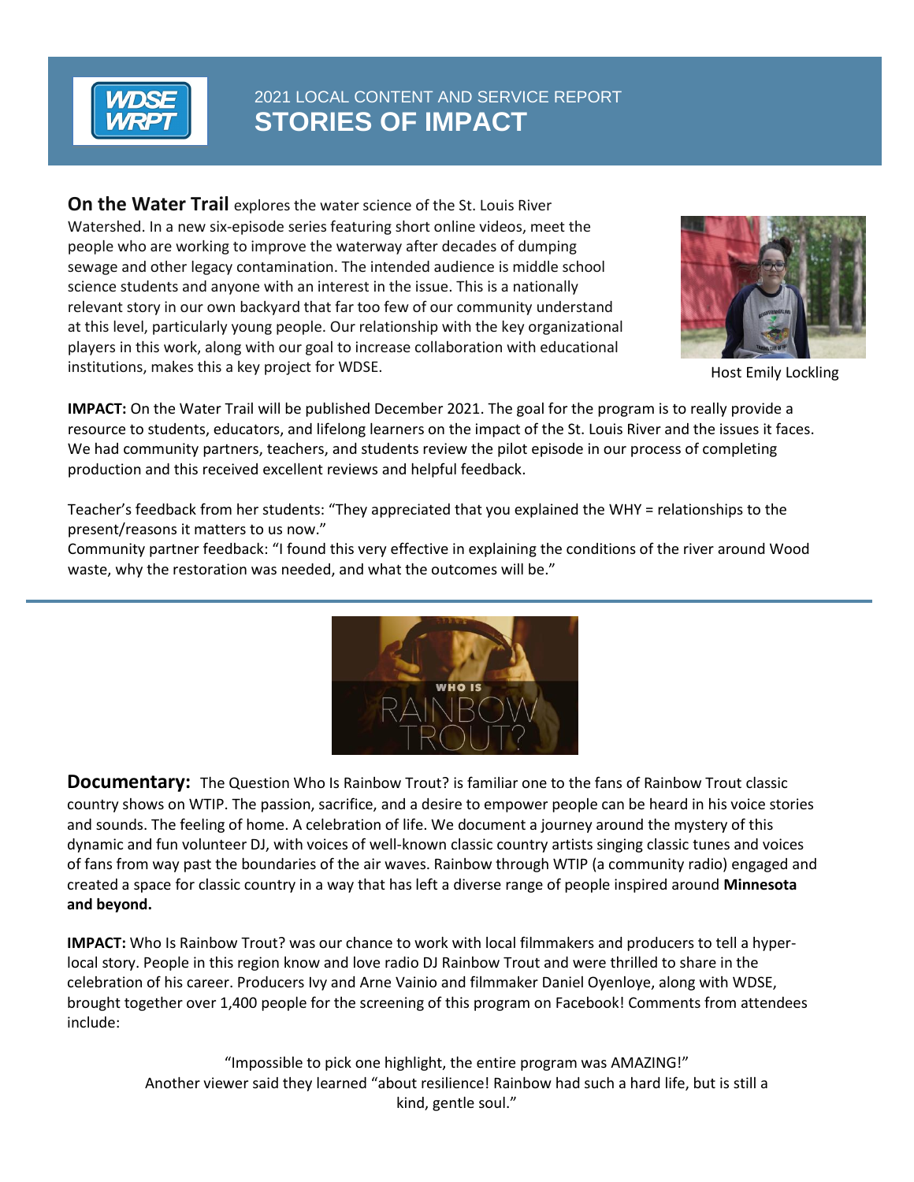# 2021 LOCAL CONTENT AND SERVICE REPORT
## STORIES OF IMPACT

**On the Water Trail** explores the water science of the St. Louis River Watershed. In a new six-episode series featuring short online videos, meet the people who are working to improve the waterway after decades of dumping sewage and other legacy contamination. The intended audience is middle school science students and anyone with an interest in the issue. This is a nationally relevant story in our own backyard that far too few of our community understand at this level, particularly young people. Our relationship with the key organizational players in this work, along with our goal to increase collaboration with educational institutions, makes this a key project for WDSE.

Host Emily Lockling

**IMPACT:** On the Water Trail will be published December 2021. The goal for the program is to really provide a resource to students, educators, and lifelong learners on the impact of the St. Louis River and the issues it faces. We had community partners, teachers, and students review the pilot episode in our process of completing production and this received excellent reviews and helpful feedback.

Teacher's feedback from her students: "They appreciated that you explained the WHY = relationships to the present/reasons it matters to us now."
Community partner feedback: "I found this very effective in explaining the conditions of the river around Wood waste, why the restoration was needed, and what the outcomes will be."

---

**Documentary:** The Question Who Is Rainbow Trout? is familiar one to the fans of Rainbow Trout classic country shows on WTIP. The passion, sacrifice, and a desire to empower people can be heard in his voice stories and sounds. The feeling of home. A celebration of life. We document a journey around the mystery of this dynamic and fun volunteer DJ, with voices of well-known classic country artists singing classic tunes and voices of fans from way past the boundaries of the air waves. Rainbow through WTIP (a community radio) engaged and created a space for classic country in a way that has left a diverse range of people inspired around **Minnesota and beyond.**

**IMPACT:** Who Is Rainbow Trout? was our chance to work with local filmmakers and producers to tell a hyper-local story. People in this region know and love radio DJ Rainbow Trout and were thrilled to share in the celebration of his career. Producers Ivy and Arne Vainio and filmmaker Daniel Oyenloye, along with WDSE, brought together over 1,400 people for the screening of this program on Facebook! Comments from attendees include:

"Impossible to pick one highlight, the entire program was AMAZING!"
Another viewer said they learned "about resilience! Rainbow had such a hard life, but is still a kind, gentle soul."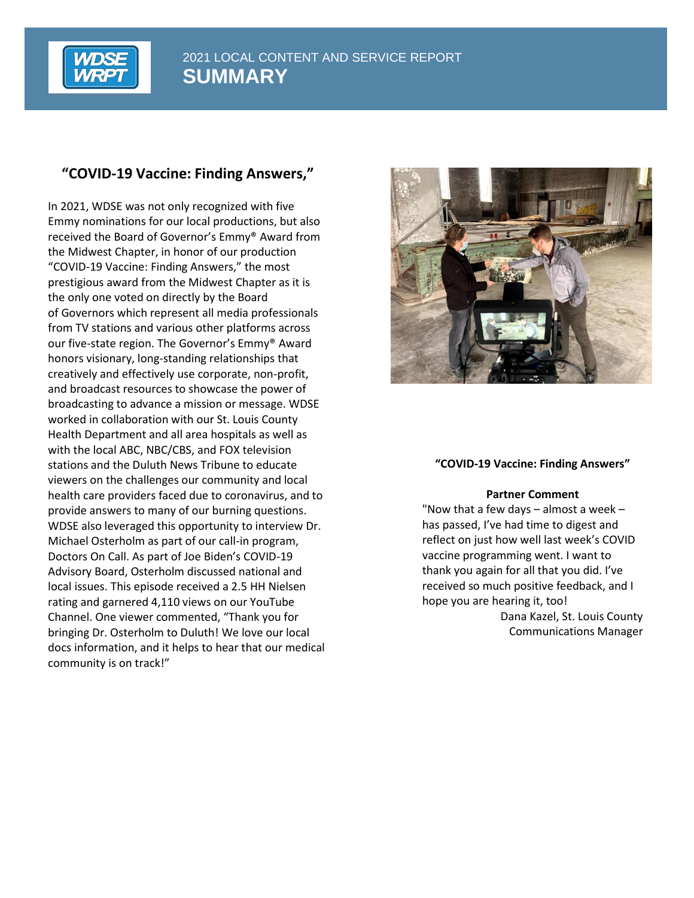# 2021 LOCAL CONTENT AND SERVICE REPORT
## SUMMARY

### "COVID-19 Vaccine: Finding Answers,"

In 2021, WDSE was not only recognized with five Emmy nominations for our local productions, but also received the Board of Governor's Emmy® Award from the Midwest Chapter, in honor of our production "COVID-19 Vaccine: Finding Answers," the most prestigious award from the Midwest Chapter as it is the only one voted on directly by the Board of Governors which represent all media professionals from TV stations and various other platforms across our five-state region. The Governor's Emmy® Award honors visionary, long-standing relationships that creatively and effectively use corporate, non-profit, and broadcast resources to showcase the power of broadcasting to advance a mission or message. WDSE worked in collaboration with our St. Louis County Health Department and all area hospitals as well as with the local ABC, NBC/CBS, and FOX television stations and the Duluth News Tribune to educate viewers on the challenges our community and local health care providers faced due to coronavirus, and to provide answers to many of our burning questions. WDSE also leveraged this opportunity to interview Dr. Michael Osterholm as part of our call-in program, Doctors On Call. As part of Joe Biden's COVID-19 Advisory Board, Osterholm discussed national and local issues. This episode received a 2.5 HH Nielsen rating and garnered 4,110 views on our YouTube Channel. One viewer commented, "Thank you for bringing Dr. Osterholm to Duluth! We love our local docs information, and it helps to hear that our medical community is on track!"

**"COVID-19 Vaccine: Finding Answers"**

**Partner Comment**

"Now that a few days – almost a week – has passed, I've had time to digest and reflect on just how well last week's COVID vaccine programming went. I want to thank you again for all that you did. I've received so much positive feedback, and I hope you are hearing it, too!

Dana Kazel, St. Louis County Communications Manager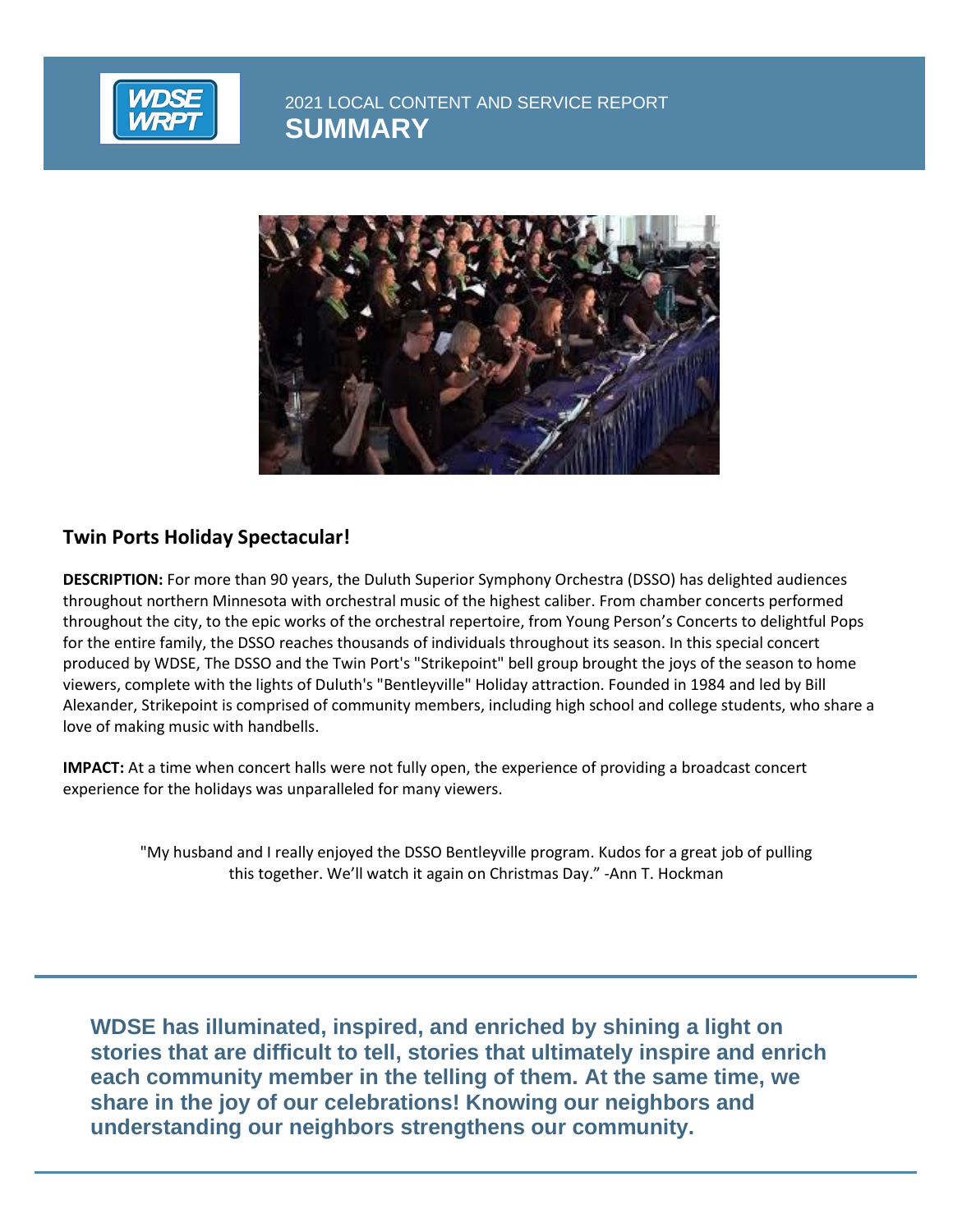2021 LOCAL CONTENT AND SERVICE REPORT

# SUMMARY

## Twin Ports Holiday Spectacular!

**DESCRIPTION:** For more than 90 years, the Duluth Superior Symphony Orchestra (DSSO) has delighted audiences throughout northern Minnesota with orchestral music of the highest caliber. From chamber concerts performed throughout the city, to the epic works of the orchestral repertoire, from Young Person's Concerts to delightful Pops for the entire family, the DSSO reaches thousands of individuals throughout its season. In this special concert produced by WDSE, The DSSO and the Twin Port's "Strikepoint" bell group brought the joys of the season to home viewers, complete with the lights of Duluth's "Bentleyville" Holiday attraction. Founded in 1984 and led by Bill Alexander, Strikepoint is comprised of community members, including high school and college students, who share a love of making music with handbells.

**IMPACT:** At a time when concert halls were not fully open, the experience of providing a broadcast concert experience for the holidays was unparalleled for many viewers.

"My husband and I really enjoyed the DSSO Bentleyville program. Kudos for a great job of pulling this together. We'll watch it again on Christmas Day." -Ann T. Hockman

---

**WDSE has illuminated, inspired, and enriched by shining a light on stories that are difficult to tell, stories that ultimately inspire and enrich each community member in the telling of them. At the same time, we share in the joy of our celebrations! Knowing our neighbors and understanding our neighbors strengthens our community.**